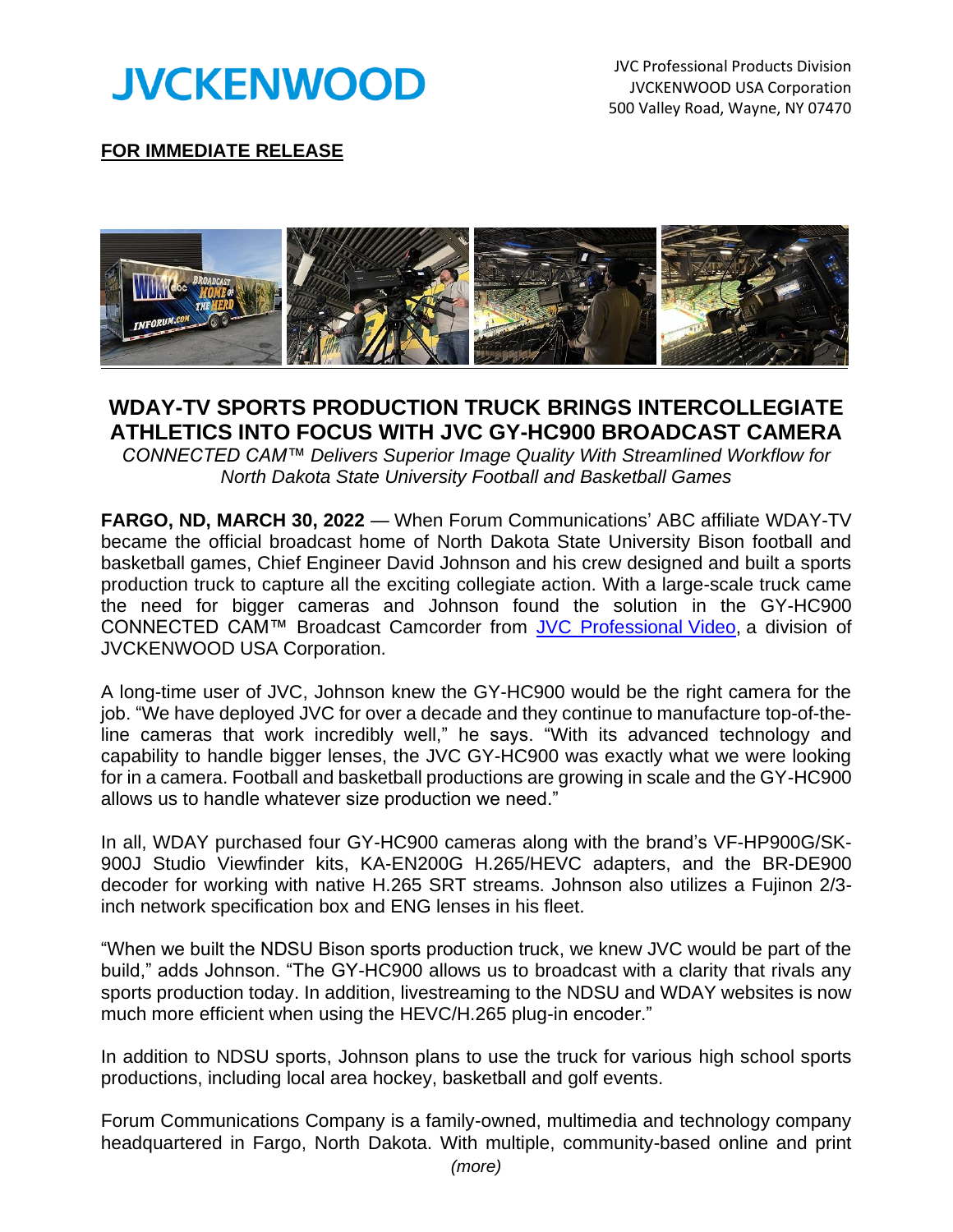JVCKENWOOD

JVC Professional Products Division
JVCKENWOOD USA Corporation
500 Valley Road, Wayne, NY 07470

**FOR IMMEDIATE RELEASE**

# WDAY-TV SPORTS PRODUCTION TRUCK BRINGS INTERCOLLEGIATE ATHLETICS INTO FOCUS WITH JVC GY-HC900 BROADCAST CAMERA

*CONNECTED CAM™ Delivers Superior Image Quality With Streamlined Workflow for North Dakota State University Football and Basketball Games*

**FARGO, ND, MARCH 30, 2022** — When Forum Communications' ABC affiliate WDAY-TV became the official broadcast home of North Dakota State University Bison football and basketball games, Chief Engineer David Johnson and his crew designed and built a sports production truck to capture all the exciting collegiate action. With a large-scale truck came the need for bigger cameras and Johnson found the solution in the GY-HC900 CONNECTED CAM™ Broadcast Camcorder from JVC Professional Video, a division of JVCKENWOOD USA Corporation.

A long-time user of JVC, Johnson knew the GY-HC900 would be the right camera for the job. "We have deployed JVC for over a decade and they continue to manufacture top-of-the-line cameras that work incredibly well," he says. "With its advanced technology and capability to handle bigger lenses, the JVC GY-HC900 was exactly what we were looking for in a camera. Football and basketball productions are growing in scale and the GY-HC900 allows us to handle whatever size production we need."

In all, WDAY purchased four GY-HC900 cameras along with the brand's VF-HP900G/SK-900J Studio Viewfinder kits, KA-EN200G H.265/HEVC adapters, and the BR-DE900 decoder for working with native H.265 SRT streams. Johnson also utilizes a Fujinon 2/3-inch network specification box and ENG lenses in his fleet.

"When we built the NDSU Bison sports production truck, we knew JVC would be part of the build," adds Johnson. "The GY-HC900 allows us to broadcast with a clarity that rivals any sports production today. In addition, livestreaming to the NDSU and WDAY websites is now much more efficient when using the HEVC/H.265 plug-in encoder."

In addition to NDSU sports, Johnson plans to use the truck for various high school sports productions, including local area hockey, basketball and golf events.

Forum Communications Company is a family-owned, multimedia and technology company headquartered in Fargo, North Dakota. With multiple, community-based online and print

*(more)*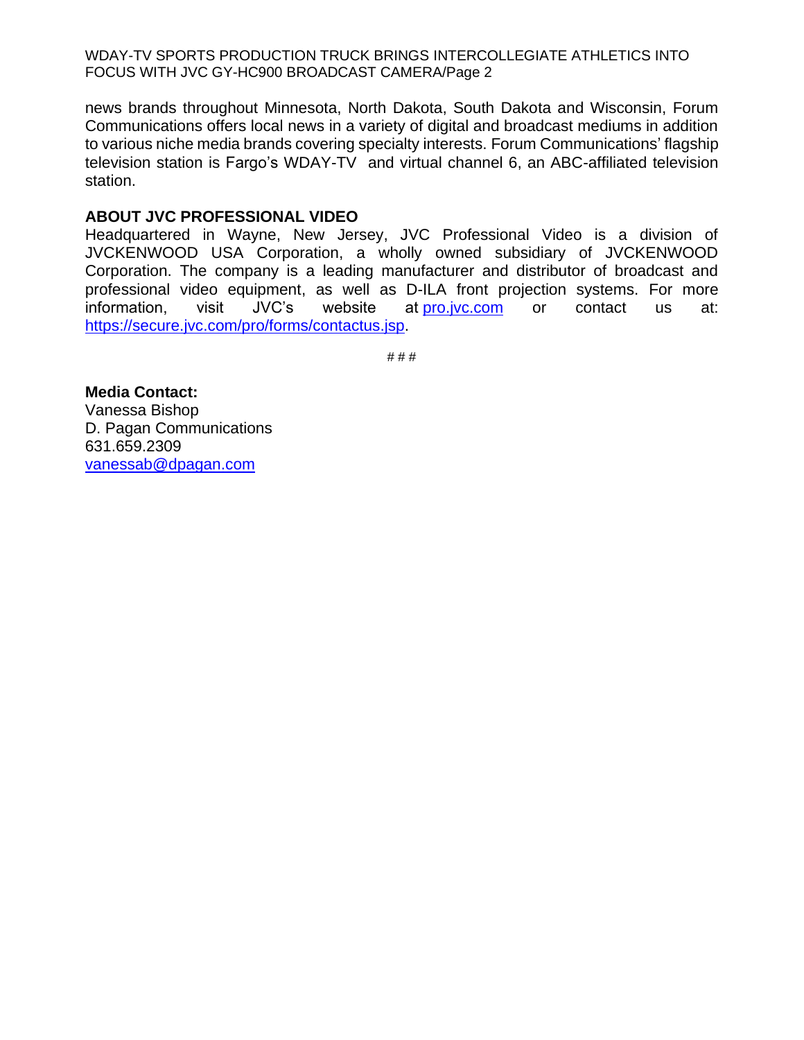news brands throughout Minnesota, North Dakota, South Dakota and Wisconsin, Forum Communications offers local news in a variety of digital and broadcast mediums in addition to various niche media brands covering specialty interests. Forum Communications' flagship television station is Fargo's WDAY-TV and virtual channel 6, an ABC-affiliated television station.

**ABOUT JVC PROFESSIONAL VIDEO**

Headquartered in Wayne, New Jersey, JVC Professional Video is a division of JVCKENWOOD USA Corporation, a wholly owned subsidiary of JVCKENWOOD Corporation. The company is a leading manufacturer and distributor of broadcast and professional video equipment, as well as D-ILA front projection systems. For more information, visit JVC's website at [pro.jvc.com](pro.jvc.com) or contact us at: [https://secure.jvc.com/pro/forms/contactus.jsp](https://secure.jvc.com/pro/forms/contactus.jsp).

# # #

**Media Contact:**
Vanessa Bishop
D. Pagan Communications
631.659.2309
[vanessab@dpagan.com](mailto:vanessab@dpagan.com)